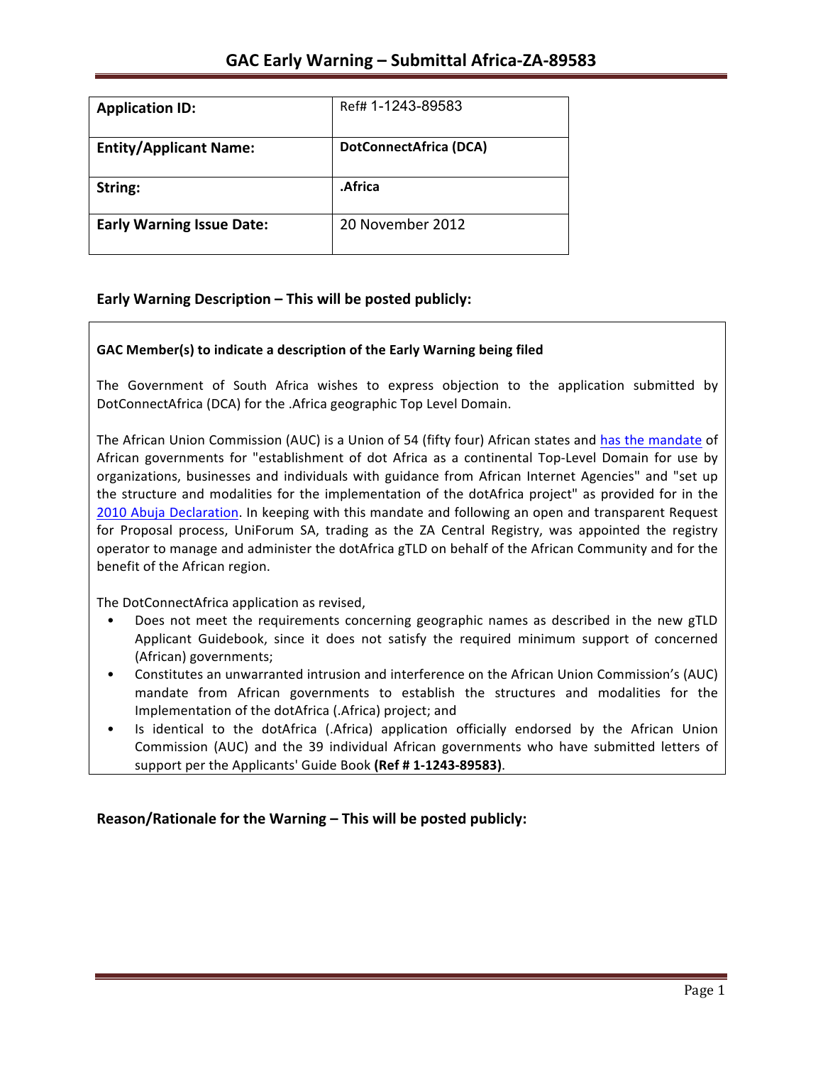# GAC Early Warning – Submittal Africa-ZA-89583

| Application ID: | Ref# 1-1243-89583 |
| --- | --- |
| **Entity/Applicant Name:** | **DotConnectAfrica (DCA)** |
| **String:** | **.Africa** |
| **Early Warning Issue Date:** | 20 November 2012 |

## Early Warning Description – This will be posted publicly:

**GAC Member(s) to indicate a description of the Early Warning being filed**

The Government of South Africa wishes to express objection to the application submitted by DotConnectAfrica (DCA) for the .Africa geographic Top Level Domain.

The African Union Commission (AUC) is a Union of 54 (fifty four) African states and has the mandate of African governments for "establishment of dot Africa as a continental Top-Level Domain for use by organizations, businesses and individuals with guidance from African Internet Agencies" and "set up the structure and modalities for the implementation of the dotAfrica project" as provided for in the 2010 Abuja Declaration. In keeping with this mandate and following an open and transparent Request for Proposal process, UniForum SA, trading as the ZA Central Registry, was appointed the registry operator to manage and administer the dotAfrica gTLD on behalf of the African Community and for the benefit of the African region.

The DotConnectAfrica application as revised,

- Does not meet the requirements concerning geographic names as described in the new gTLD Applicant Guidebook, since it does not satisfy the required minimum support of concerned (African) governments;
- Constitutes an unwarranted intrusion and interference on the African Union Commission's (AUC) mandate from African governments to establish the structures and modalities for the Implementation of the dotAfrica (.Africa) project; and
- Is identical to the dotAfrica (.Africa) application officially endorsed by the African Union Commission (AUC) and the 39 individual African governments who have submitted letters of support per the Applicants' Guide Book **(Ref # 1-1243-89583)**.

## Reason/Rationale for the Warning – This will be posted publicly: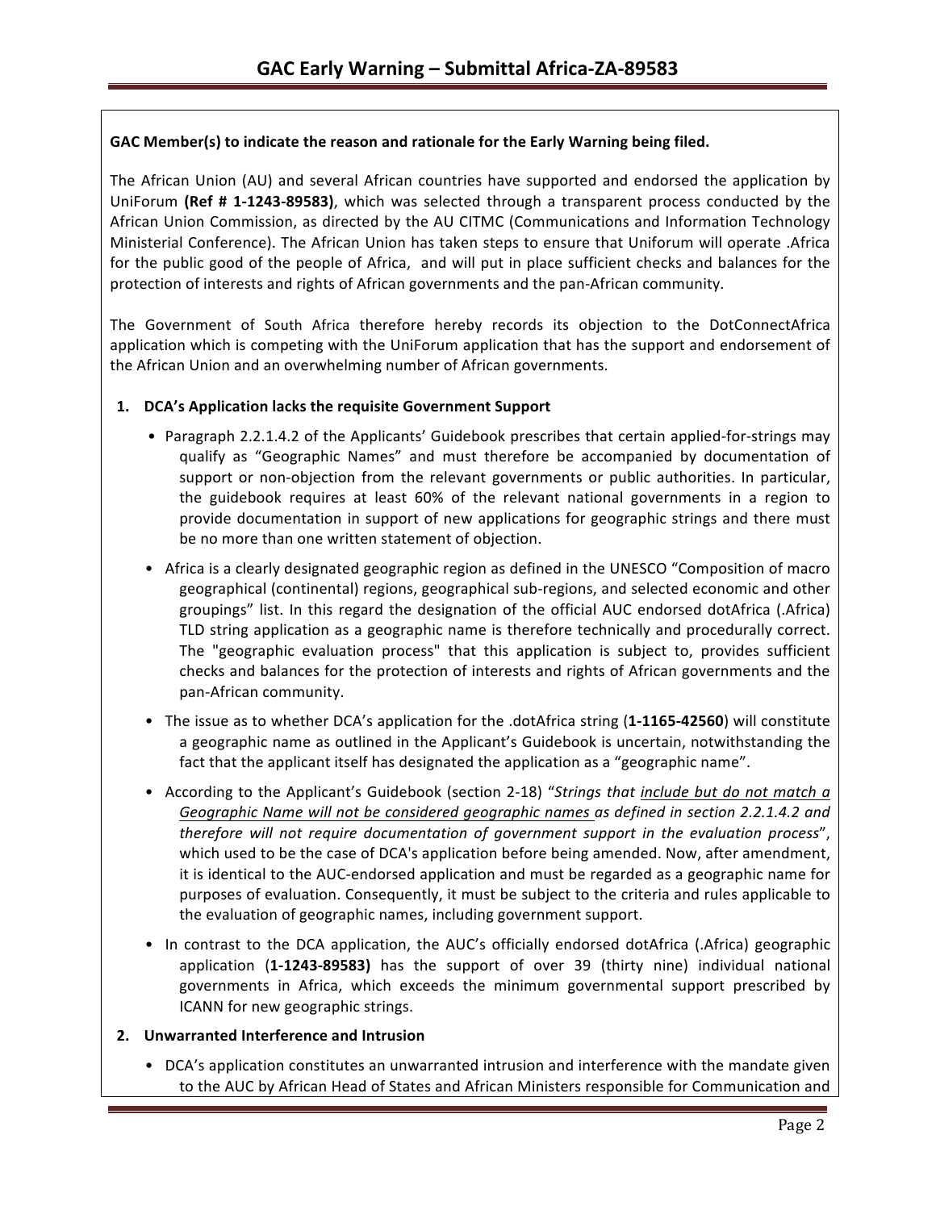**GAC Member(s) to indicate the reason and rationale for the Early Warning being filed.**

The African Union (AU) and several African countries have supported and endorsed the application by UniForum **(Ref # 1-1243-89583)**, which was selected through a transparent process conducted by the African Union Commission, as directed by the AU CITMC (Communications and Information Technology Ministerial Conference). The African Union has taken steps to ensure that Uniforum will operate .Africa for the public good of the people of Africa, and will put in place sufficient checks and balances for the protection of interests and rights of African governments and the pan-African community.

The Government of South Africa therefore hereby records its objection to the DotConnectAfrica application which is competing with the UniForum application that has the support and endorsement of the African Union and an overwhelming number of African governments.

1. **DCA's Application lacks the requisite Government Support**
   - Paragraph 2.2.1.4.2 of the Applicants' Guidebook prescribes that certain applied-for-strings may qualify as "Geographic Names" and must therefore be accompanied by documentation of support or non-objection from the relevant governments or public authorities. In particular, the guidebook requires at least 60% of the relevant national governments in a region to provide documentation in support of new applications for geographic strings and there must be no more than one written statement of objection.
   - Africa is a clearly designated geographic region as defined in the UNESCO "Composition of macro geographical (continental) regions, geographical sub-regions, and selected economic and other groupings" list. In this regard the designation of the official AUC endorsed dotAfrica (.Africa) TLD string application as a geographic name is therefore technically and procedurally correct. The "geographic evaluation process" that this application is subject to, provides sufficient checks and balances for the protection of interests and rights of African governments and the pan-African community.
   - The issue as to whether DCA's application for the .dotAfrica string (**1-1165-42560**) will constitute a geographic name as outlined in the Applicant's Guidebook is uncertain, notwithstanding the fact that the applicant itself has designated the application as a "geographic name".
   - According to the Applicant's Guidebook (section 2-18) "*Strings that <u>include but do not match a Geographic Name will not be considered geographic names</u> as defined in section 2.2.1.4.2 and therefore will not require documentation of government support in the evaluation process*", which used to be the case of DCA's application before being amended. Now, after amendment, it is identical to the AUC-endorsed application and must be regarded as a geographic name for purposes of evaluation. Consequently, it must be subject to the criteria and rules applicable to the evaluation of geographic names, including government support.
   - In contrast to the DCA application, the AUC's officially endorsed dotAfrica (.Africa) geographic application (**1-1243-89583)** has the support of over 39 (thirty nine) individual national governments in Africa, which exceeds the minimum governmental support prescribed by ICANN for new geographic strings.

2. **Unwarranted Interference and Intrusion**
   - DCA's application constitutes an unwarranted intrusion and interference with the mandate given to the AUC by African Head of States and African Ministers responsible for Communication and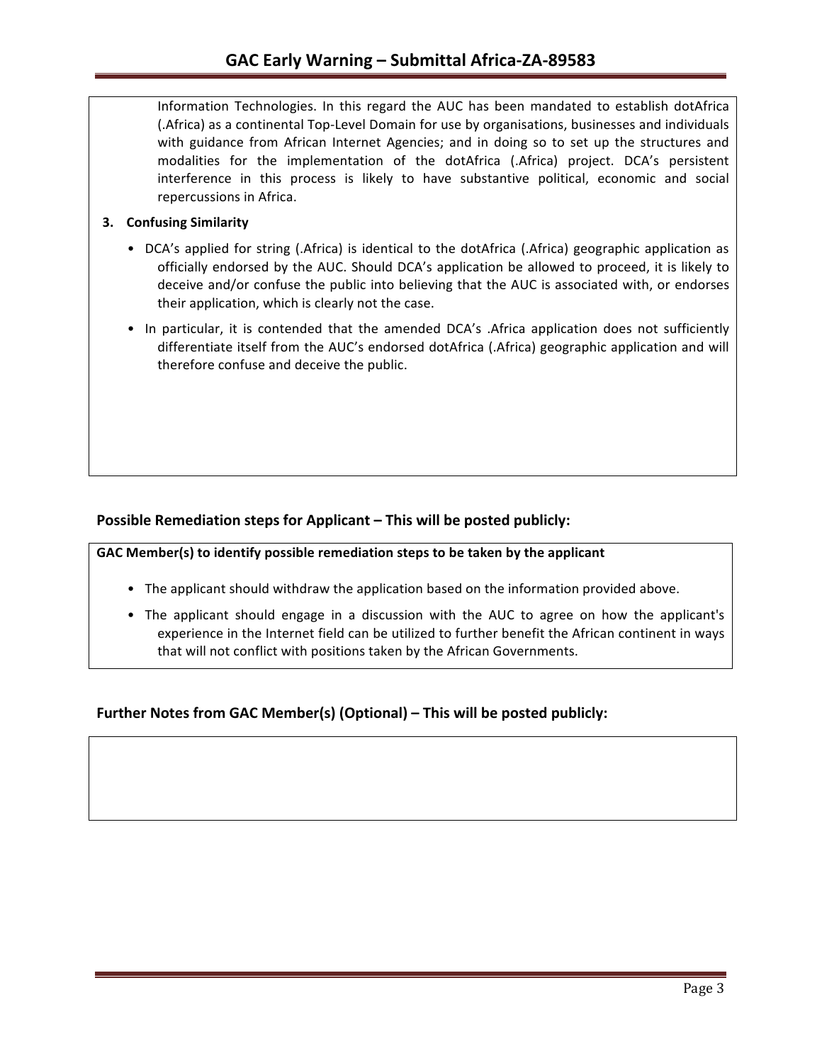Information Technologies. In this regard the AUC has been mandated to establish dotAfrica (.Africa) as a continental Top-Level Domain for use by organisations, businesses and individuals with guidance from African Internet Agencies; and in doing so to set up the structures and modalities for the implementation of the dotAfrica (.Africa) project. DCA's persistent interference in this process is likely to have substantive political, economic and social repercussions in Africa.

**3. Confusing Similarity**

- DCA's applied for string (.Africa) is identical to the dotAfrica (.Africa) geographic application as officially endorsed by the AUC. Should DCA's application be allowed to proceed, it is likely to deceive and/or confuse the public into believing that the AUC is associated with, or endorses their application, which is clearly not the case.
- In particular, it is contended that the amended DCA's .Africa application does not sufficiently differentiate itself from the AUC's endorsed dotAfrica (.Africa) geographic application and will therefore confuse and deceive the public.

## Possible Remediation steps for Applicant – This will be posted publicly:

**GAC Member(s) to identify possible remediation steps to be taken by the applicant**

- The applicant should withdraw the application based on the information provided above.
- The applicant should engage in a discussion with the AUC to agree on how the applicant's experience in the Internet field can be utilized to further benefit the African continent in ways that will not conflict with positions taken by the African Governments.

## Further Notes from GAC Member(s) (Optional) – This will be posted publicly: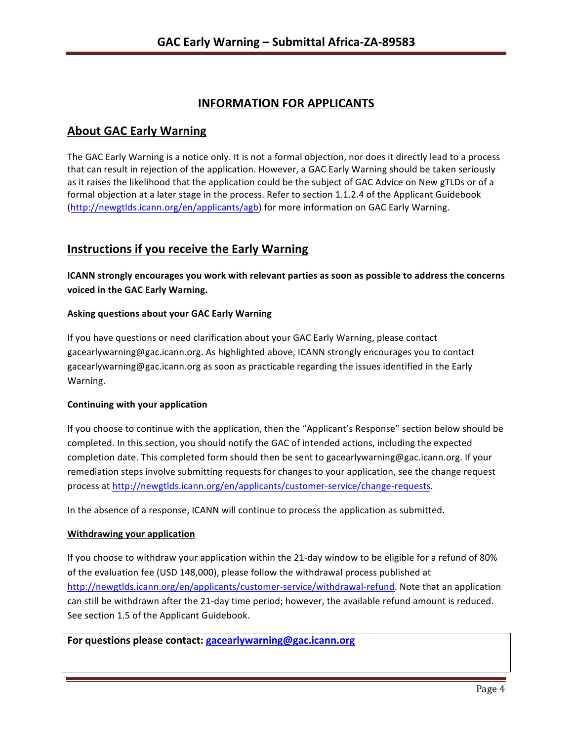## INFORMATION FOR APPLICANTS

## About GAC Early Warning

The GAC Early Warning is a notice only. It is not a formal objection, nor does it directly lead to a process that can result in rejection of the application. However, a GAC Early Warning should be taken seriously as it raises the likelihood that the application could be the subject of GAC Advice on New gTLDs or of a formal objection at a later stage in the process. Refer to section 1.1.2.4 of the Applicant Guidebook (http://newgtlds.icann.org/en/applicants/agb) for more information on GAC Early Warning.

## Instructions if you receive the Early Warning

**ICANN strongly encourages you work with relevant parties as soon as possible to address the concerns voiced in the GAC Early Warning.**

**Asking questions about your GAC Early Warning**

If you have questions or need clarification about your GAC Early Warning, please contact gacearlywarning@gac.icann.org. As highlighted above, ICANN strongly encourages you to contact gacearlywarning@gac.icann.org as soon as practicable regarding the issues identified in the Early Warning.

**Continuing with your application**

If you choose to continue with the application, then the "Applicant's Response" section below should be completed. In this section, you should notify the GAC of intended actions, including the expected completion date. This completed form should then be sent to gacearlywarning@gac.icann.org. If your remediation steps involve submitting requests for changes to your application, see the change request process at http://newgtlds.icann.org/en/applicants/customer-service/change-requests.

In the absence of a response, ICANN will continue to process the application as submitted.

**Withdrawing your application**

If you choose to withdraw your application within the 21-day window to be eligible for a refund of 80% of the evaluation fee (USD 148,000), please follow the withdrawal process published at http://newgtlds.icann.org/en/applicants/customer-service/withdrawal-refund. Note that an application can still be withdrawn after the 21-day time period; however, the available refund amount is reduced. See section 1.5 of the Applicant Guidebook.

**For questions please contact: gacearlywarning@gac.icann.org**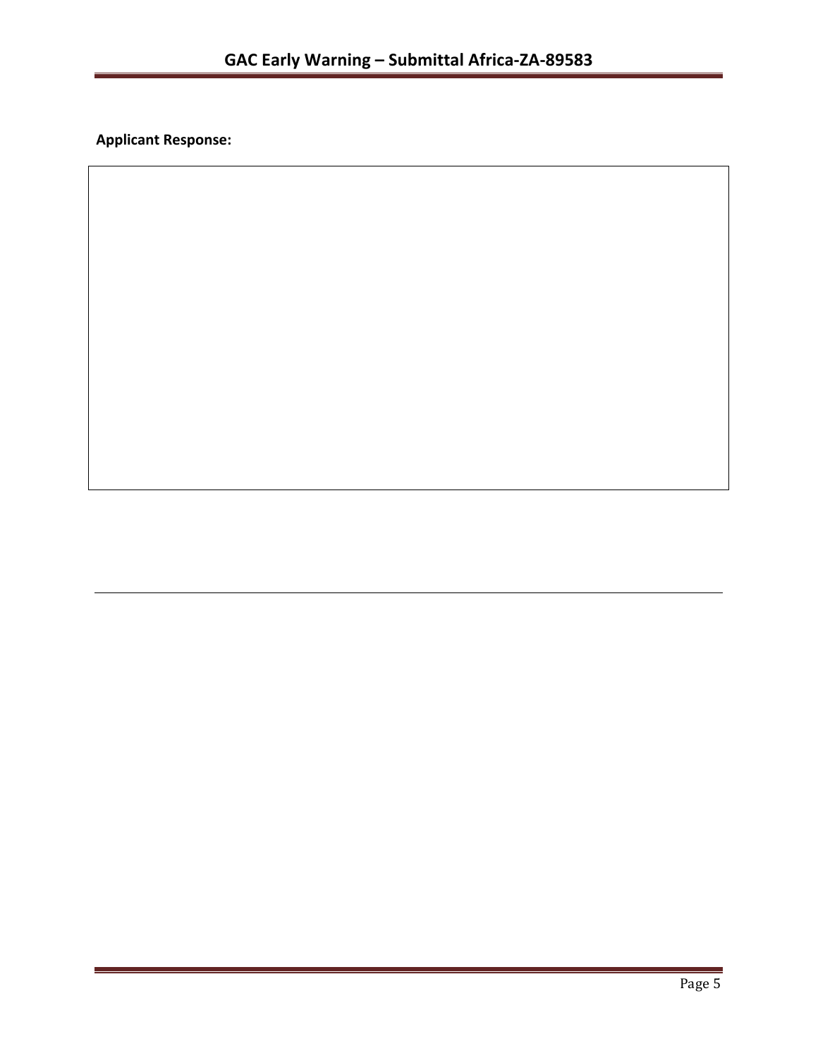**Applicant Response:**